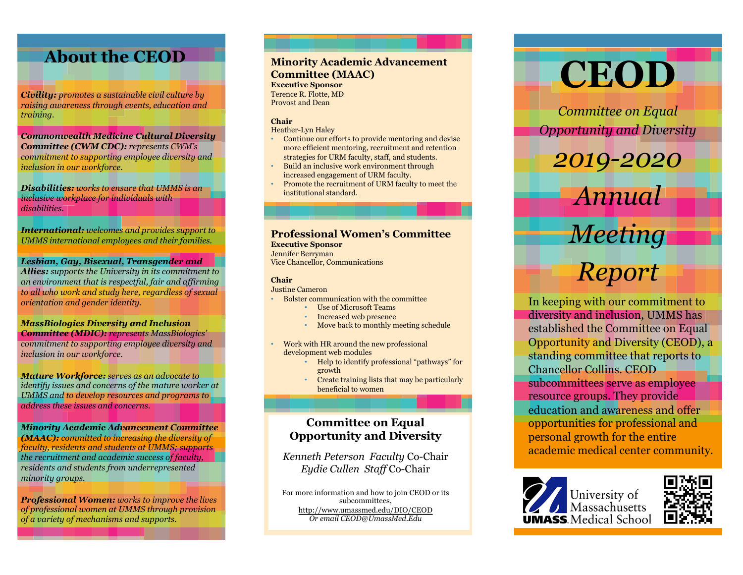# About the CEOD

***Civility:*** *promotes a sustainable civil culture by raising awareness through events, education and training.*

***Commonwealth Medicine Cultural Diversity Committee (CWM CDC):*** *represents CWM's commitment to supporting employee diversity and inclusion in our workforce.*

***Disabilities:*** *works to ensure that UMMS is an inclusive workplace for individuals with disabilities.*

***International:*** *welcomes and provides support to UMMS international employees and their families.*

***Lesbian, Gay, Bisexual, Transgender and Allies:*** *supports the University in its commitment to an environment that is respectful, fair and affirming to all who work and study here, regardless of sexual orientation and gender identity.*

***MassBiologics Diversity and Inclusion Committee (MDIC):*** *represents MassBiologics' commitment to supporting employee diversity and inclusion in our workforce.*

***Mature Workforce:*** *serves as an advocate to identify issues and concerns of the mature worker at UMMS and to develop resources and programs to address these issues and concerns.*

***Minority Academic Advancement Committee (MAAC):*** *committed to increasing the diversity of faculty, residents and students at UMMS; supports the recruitment and academic success of faculty, residents and students from underrepresented minority groups.*

***Professional Women:*** *works to improve the lives of professional women at UMMS through provision of a variety of mechanisms and supports.*

## Minority Academic Advancement Committee (MAAC)

**Executive Sponsor**
Terence R. Flotte, MD
Provost and Dean

**Chair**
Heather-Lyn Haley

- Continue our efforts to provide mentoring and devise more efficient mentoring, recruitment and retention strategies for URM faculty, staff, and students.
- Build an inclusive work environment through increased engagement of URM faculty.
- Promote the recruitment of URM faculty to meet the institutional standard.

## Professional Women's Committee

**Executive Sponsor**
Jennifer Berryman
Vice Chancellor, Communications

**Chair**
Justine Cameron

- Bolster communication with the committee
  - Use of Microsoft Teams
  - Increased web presence
  - Move back to monthly meeting schedule
- Work with HR around the new professional development web modules
  - Help to identify professional "pathways" for growth
  - Create training lists that may be particularly beneficial to women

## Committee on Equal Opportunity and Diversity

*Kenneth Peterson Faculty* Co-Chair
*Eydie Cullen Staff* Co-Chair

For more information and how to join CEOD or its subcommittees,
http://www.umassmed.edu/DIO/CEOD
*Or email CEOD@UmassMed.Edu*

# CEOD

*Committee on Equal Opportunity and Diversity*

*2019-2020*

*Annual Meeting Report*

In keeping with our commitment to diversity and inclusion, UMMS has established the Committee on Equal Opportunity and Diversity (CEOD), a standing committee that reports to Chancellor Collins. CEOD subcommittees serve as employee resource groups. They provide education and awareness and offer opportunities for professional and personal growth for the entire academic medical center community.

UMASS University of Massachusetts Medical School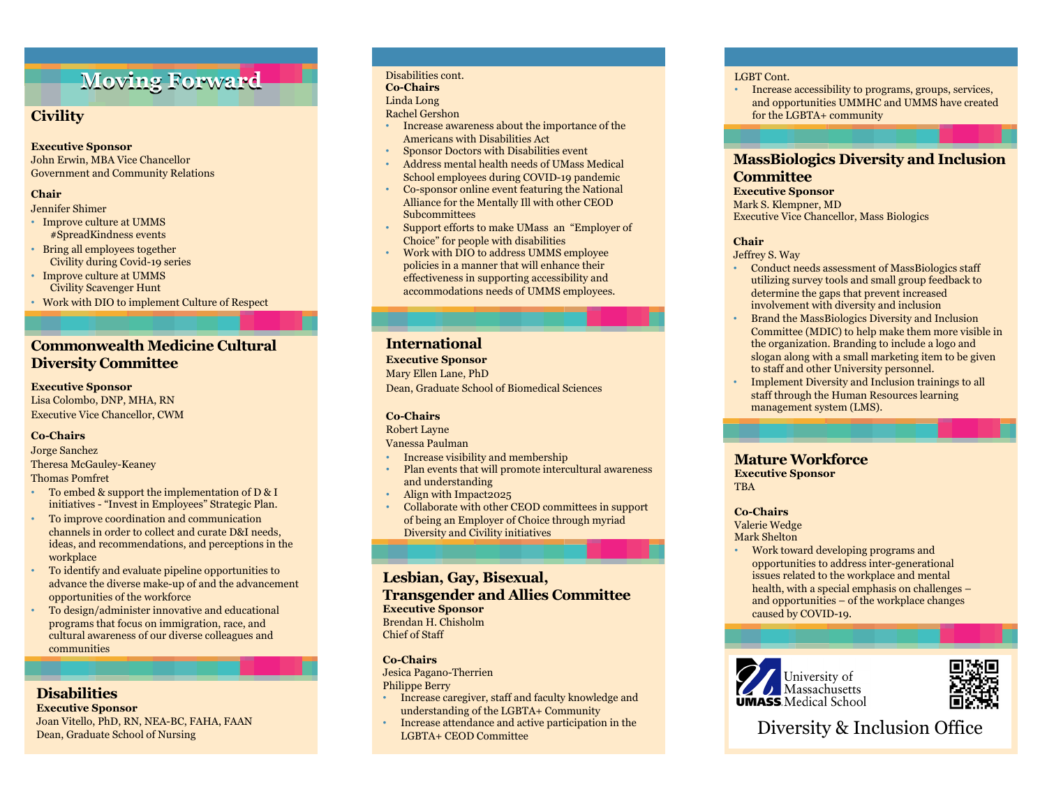# Moving Forward

## Civility

**Executive Sponsor**
John Erwin, MBA Vice Chancellor
Government and Community Relations

**Chair**
Jennifer Shimer

- Improve culture at UMMS #SpreadKindness events
- Bring all employees together Civility during Covid-19 series
- Improve culture at UMMS Civility Scavenger Hunt
- Work with DIO to implement Culture of Respect

## Commonwealth Medicine Cultural Diversity Committee

**Executive Sponsor**
Lisa Colombo, DNP, MHA, RN
Executive Vice Chancellor, CWM

**Co-Chairs**
Jorge Sanchez
Theresa McGauley-Keaney
Thomas Pomfret

- To embed & support the implementation of D & I initiatives - "Invest in Employees" Strategic Plan.
- To improve coordination and communication channels in order to collect and curate D&I needs, ideas, and recommendations, and perceptions in the workplace
- To identify and evaluate pipeline opportunities to advance the diverse make-up of and the advancement opportunities of the workforce
- To design/administer innovative and educational programs that focus on immigration, race, and cultural awareness of our diverse colleagues and communities

## Disabilities

**Executive Sponsor**
Joan Vitello, PhD, RN, NEA-BC, FAHA, FAAN
Dean, Graduate School of Nursing

Disabilities cont.

**Co-Chairs**
Linda Long
Rachel Gershon

- Increase awareness about the importance of the Americans with Disabilities Act
- Sponsor Doctors with Disabilities event
- Address mental health needs of UMass Medical School employees during COVID-19 pandemic
- Co-sponsor online event featuring the National Alliance for the Mentally Ill with other CEOD Subcommittees
- Support efforts to make UMass an "Employer of Choice" for people with disabilities
- Work with DIO to address UMMS employee policies in a manner that will enhance their effectiveness in supporting accessibility and accommodations needs of UMMS employees.

## International

**Executive Sponsor**
Mary Ellen Lane, PhD
Dean, Graduate School of Biomedical Sciences

**Co-Chairs**
Robert Layne
Vanessa Paulman

- Increase visibility and membership
- Plan events that will promote intercultural awareness and understanding
- Align with Impact2025
- Collaborate with other CEOD committees in support of being an Employer of Choice through myriad Diversity and Civility initiatives

## Lesbian, Gay, Bisexual, Transgender and Allies Committee

**Executive Sponsor**
Brendan H. Chisholm
Chief of Staff

**Co-Chairs**
Jesica Pagano-Therrien
Philippe Berry

- Increase caregiver, staff and faculty knowledge and understanding of the LGBTA+ Community
- Increase attendance and active participation in the LGBTA+ CEOD Committee

LGBT Cont.

- Increase accessibility to programs, groups, services, and opportunities UMMHC and UMMS have created for the LGBTA+ community

## MassBiologics Diversity and Inclusion Committee

**Executive Sponsor**
Mark S. Klempner, MD
Executive Vice Chancellor, Mass Biologics

**Chair**
Jeffrey S. Way

- Conduct needs assessment of MassBiologics staff utilizing survey tools and small group feedback to determine the gaps that prevent increased involvement with diversity and inclusion
- Brand the MassBiologics Diversity and Inclusion Committee (MDIC) to help make them more visible in the organization. Branding to include a logo and slogan along with a small marketing item to be given to staff and other University personnel.
- Implement Diversity and Inclusion trainings to all staff through the Human Resources learning management system (LMS).

## Mature Workforce

**Executive Sponsor**
TBA

**Co-Chairs**
Valerie Wedge
Mark Shelton

- Work toward developing programs and opportunities to address inter-generational issues related to the workplace and mental health, with a special emphasis on challenges – and opportunities – of the workplace changes caused by COVID-19.

UMASS University of Massachusetts Medical School

Diversity & Inclusion Office